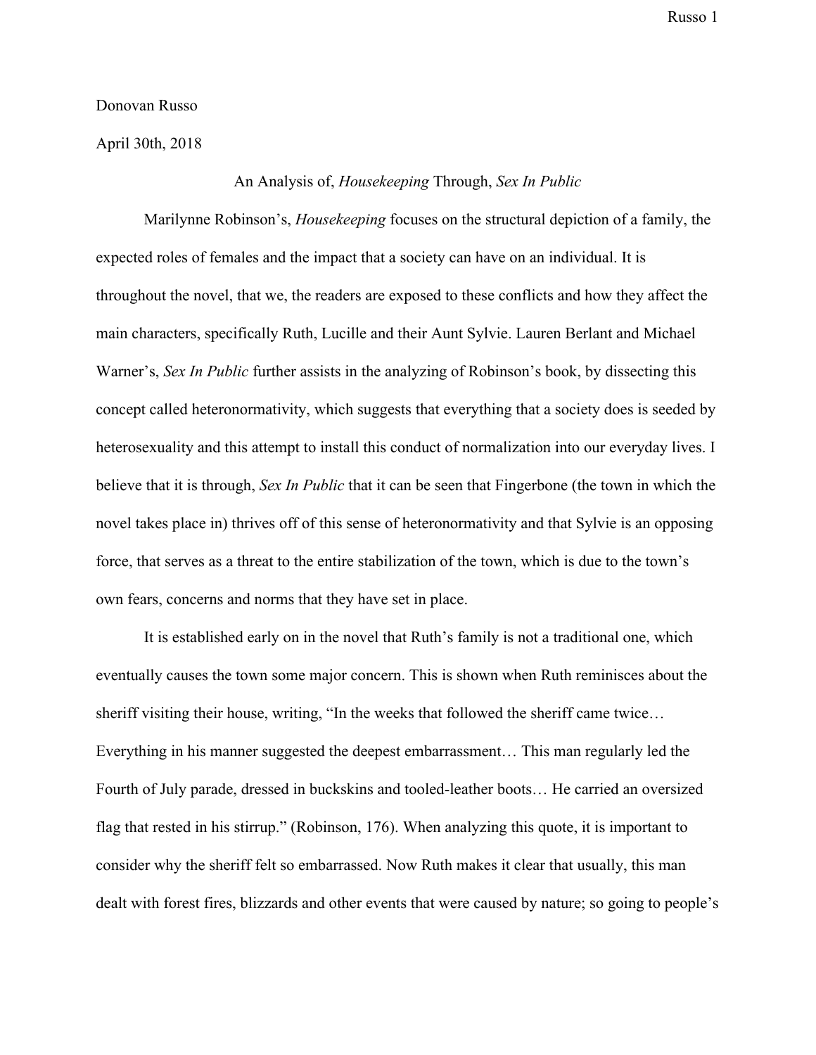Donovan Russo

April 30th, 2018

An Analysis of, *Housekeeping* Through, *Sex In Public*

Marilynne Robinson's, *Housekeeping* focuses on the structural depiction of a family, the expected roles of females and the impact that a society can have on an individual. It is throughout the novel, that we, the readers are exposed to these conflicts and how they affect the main characters, specifically Ruth, Lucille and their Aunt Sylvie. Lauren Berlant and Michael Warner's, *Sex In Public* further assists in the analyzing of Robinson's book, by dissecting this concept called heteronormativity, which suggests that everything that a society does is seeded by heterosexuality and this attempt to install this conduct of normalization into our everyday lives. I believe that it is through, *Sex In Public* that it can be seen that Fingerbone (the town in which the novel takes place in) thrives off of this sense of heteronormativity and that Sylvie is an opposing force, that serves as a threat to the entire stabilization of the town, which is due to the town's own fears, concerns and norms that they have set in place.

It is established early on in the novel that Ruth's family is not a traditional one, which eventually causes the town some major concern. This is shown when Ruth reminisces about the sheriff visiting their house, writing, "In the weeks that followed the sheriff came twice… Everything in his manner suggested the deepest embarrassment… This man regularly led the Fourth of July parade, dressed in buckskins and tooled-leather boots… He carried an oversized flag that rested in his stirrup." (Robinson, 176). When analyzing this quote, it is important to consider why the sheriff felt so embarrassed. Now Ruth makes it clear that usually, this man dealt with forest fires, blizzards and other events that were caused by nature; so going to people's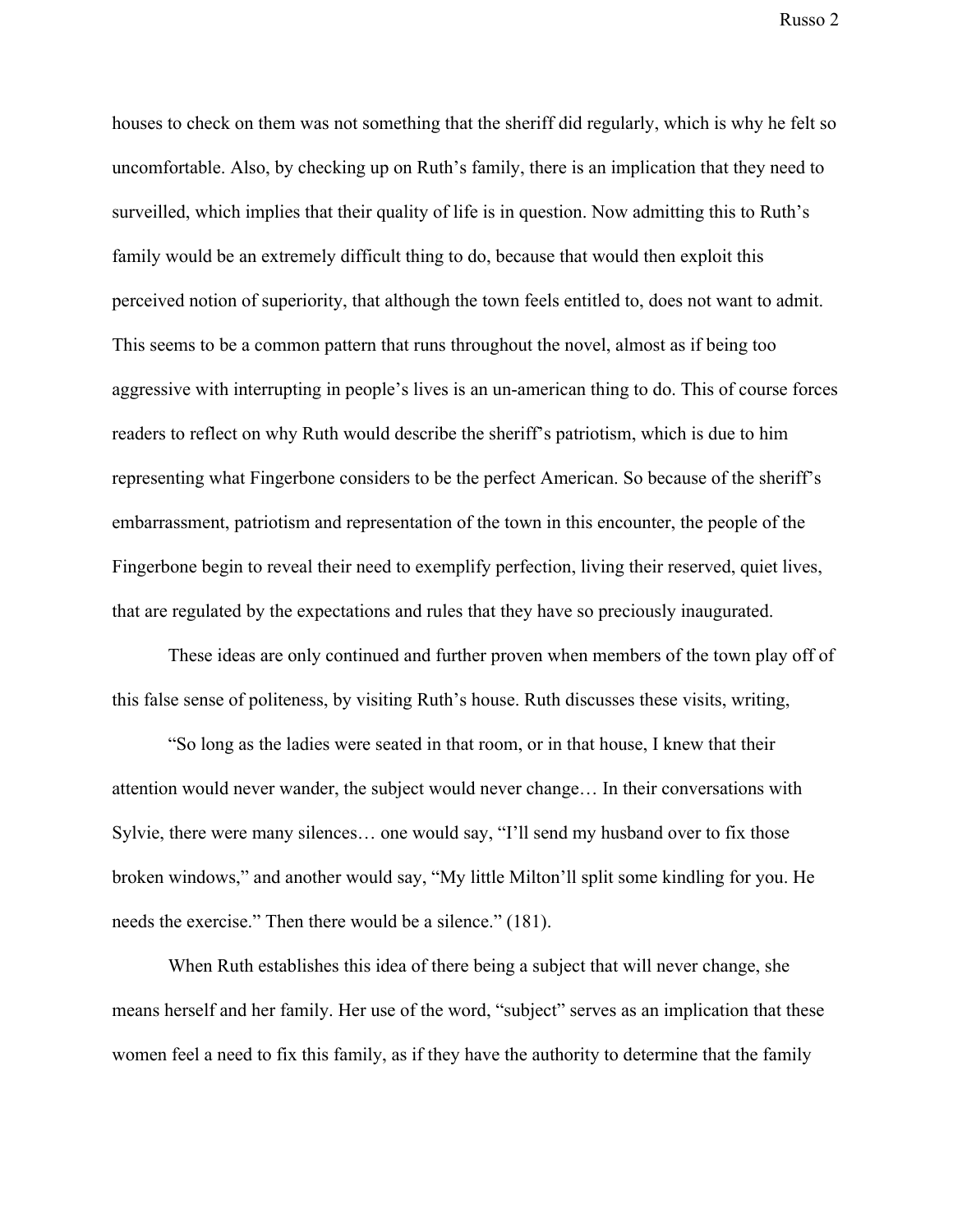houses to check on them was not something that the sheriff did regularly, which is why he felt so uncomfortable. Also, by checking up on Ruth's family, there is an implication that they need to surveilled, which implies that their quality of life is in question. Now admitting this to Ruth's family would be an extremely difficult thing to do, because that would then exploit this perceived notion of superiority, that although the town feels entitled to, does not want to admit. This seems to be a common pattern that runs throughout the novel, almost as if being too aggressive with interrupting in people's lives is an un-american thing to do. This of course forces readers to reflect on why Ruth would describe the sheriff's patriotism, which is due to him representing what Fingerbone considers to be the perfect American. So because of the sheriff's embarrassment, patriotism and representation of the town in this encounter, the people of the Fingerbone begin to reveal their need to exemplify perfection, living their reserved, quiet lives, that are regulated by the expectations and rules that they have so preciously inaugurated.

These ideas are only continued and further proven when members of the town play off of this false sense of politeness, by visiting Ruth's house. Ruth discusses these visits, writing,

"So long as the ladies were seated in that room, or in that house, I knew that their attention would never wander, the subject would never change… In their conversations with Sylvie, there were many silences… one would say, "I'll send my husband over to fix those broken windows," and another would say, "My little Milton'll split some kindling for you. He needs the exercise." Then there would be a silence." (181).

When Ruth establishes this idea of there being a subject that will never change, she means herself and her family. Her use of the word, "subject" serves as an implication that these women feel a need to fix this family, as if they have the authority to determine that the family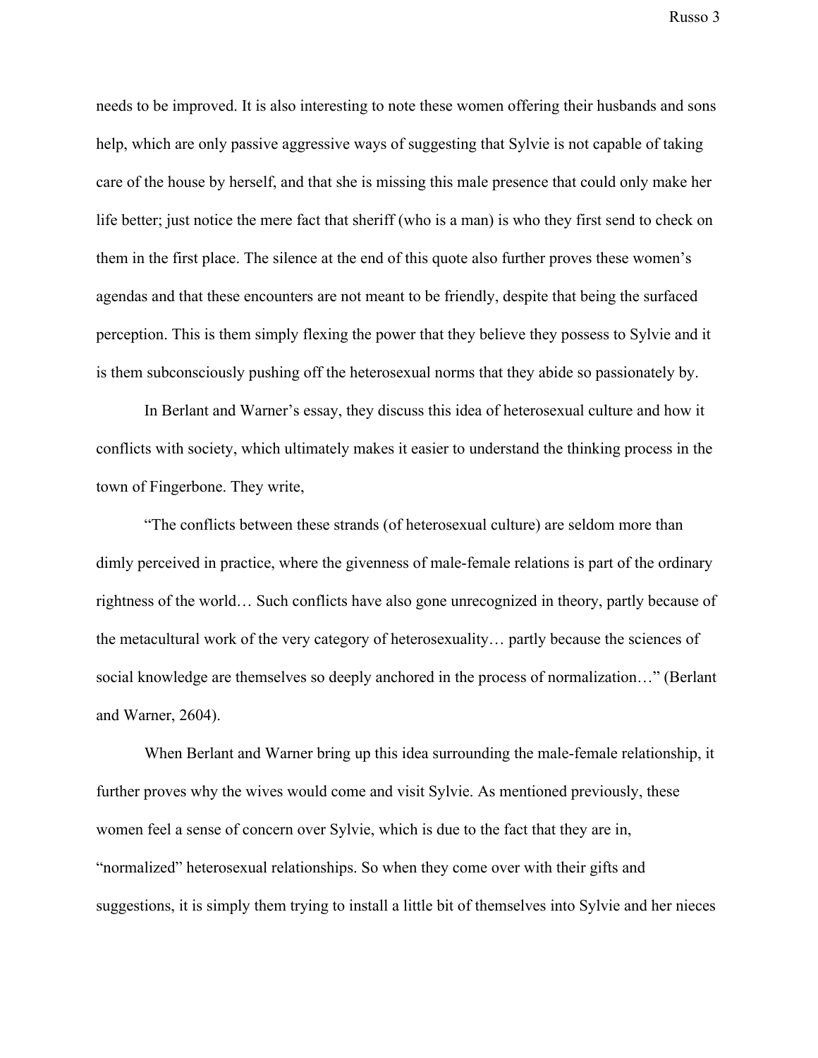needs to be improved. It is also interesting to note these women offering their husbands and sons help, which are only passive aggressive ways of suggesting that Sylvie is not capable of taking care of the house by herself, and that she is missing this male presence that could only make her life better; just notice the mere fact that sheriff (who is a man) is who they first send to check on them in the first place. The silence at the end of this quote also further proves these women's agendas and that these encounters are not meant to be friendly, despite that being the surfaced perception. This is them simply flexing the power that they believe they possess to Sylvie and it is them subconsciously pushing off the heterosexual norms that they abide so passionately by.

In Berlant and Warner's essay, they discuss this idea of heterosexual culture and how it conflicts with society, which ultimately makes it easier to understand the thinking process in the town of Fingerbone. They write,

"The conflicts between these strands (of heterosexual culture) are seldom more than dimly perceived in practice, where the givenness of male-female relations is part of the ordinary rightness of the world… Such conflicts have also gone unrecognized in theory, partly because of the metacultural work of the very category of heterosexuality… partly because the sciences of social knowledge are themselves so deeply anchored in the process of normalization…" (Berlant and Warner, 2604).

When Berlant and Warner bring up this idea surrounding the male-female relationship, it further proves why the wives would come and visit Sylvie. As mentioned previously, these women feel a sense of concern over Sylvie, which is due to the fact that they are in, "normalized" heterosexual relationships. So when they come over with their gifts and suggestions, it is simply them trying to install a little bit of themselves into Sylvie and her nieces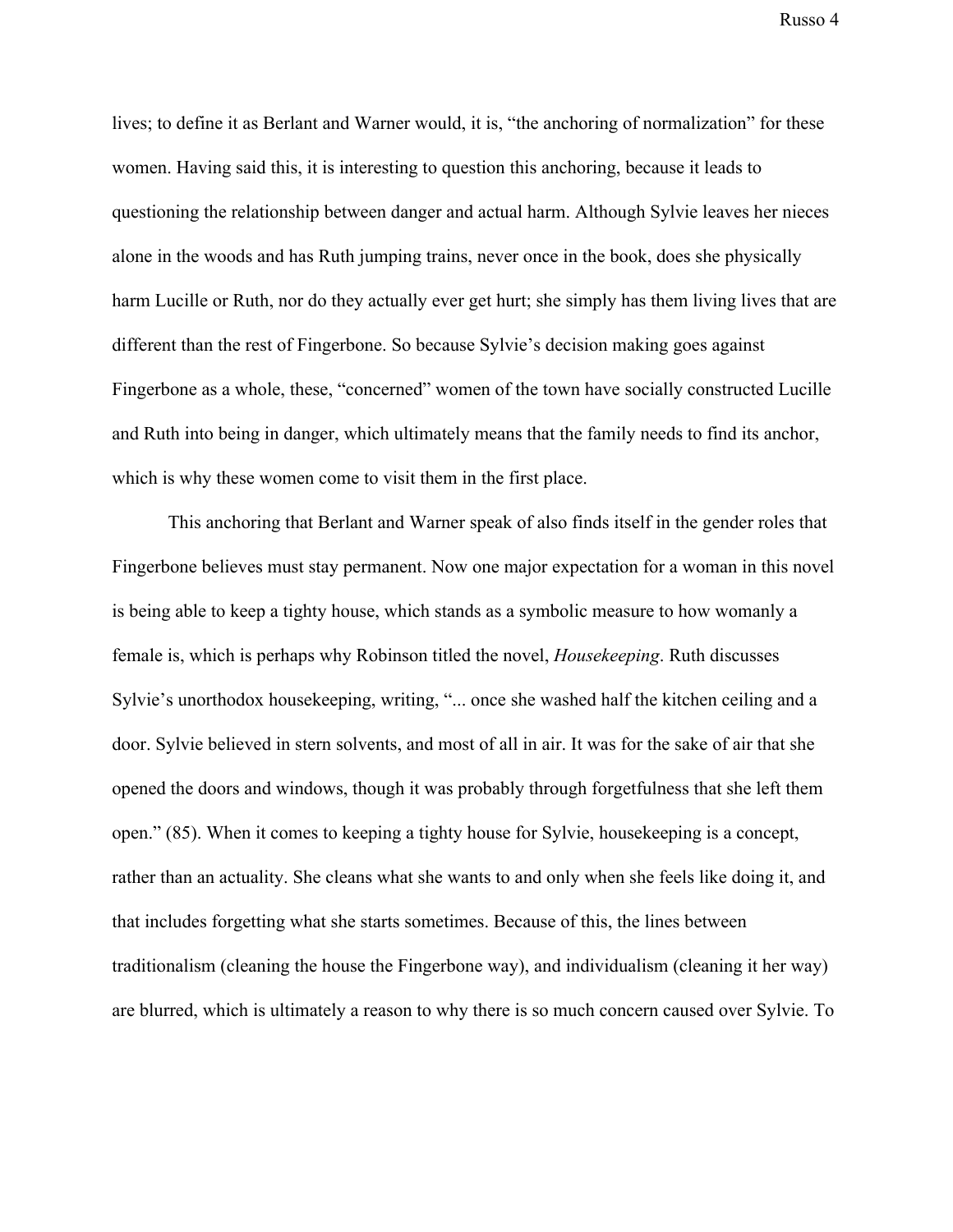lives; to define it as Berlant and Warner would, it is, "the anchoring of normalization" for these women. Having said this, it is interesting to question this anchoring, because it leads to questioning the relationship between danger and actual harm. Although Sylvie leaves her nieces alone in the woods and has Ruth jumping trains, never once in the book, does she physically harm Lucille or Ruth, nor do they actually ever get hurt; she simply has them living lives that are different than the rest of Fingerbone. So because Sylvie's decision making goes against Fingerbone as a whole, these, "concerned" women of the town have socially constructed Lucille and Ruth into being in danger, which ultimately means that the family needs to find its anchor, which is why these women come to visit them in the first place.

This anchoring that Berlant and Warner speak of also finds itself in the gender roles that Fingerbone believes must stay permanent. Now one major expectation for a woman in this novel is being able to keep a tighty house, which stands as a symbolic measure to how womanly a female is, which is perhaps why Robinson titled the novel, *Housekeeping*. Ruth discusses Sylvie's unorthodox housekeeping, writing, "... once she washed half the kitchen ceiling and a door. Sylvie believed in stern solvents, and most of all in air. It was for the sake of air that she opened the doors and windows, though it was probably through forgetfulness that she left them open." (85). When it comes to keeping a tighty house for Sylvie, housekeeping is a concept, rather than an actuality. She cleans what she wants to and only when she feels like doing it, and that includes forgetting what she starts sometimes. Because of this, the lines between traditionalism (cleaning the house the Fingerbone way), and individualism (cleaning it her way) are blurred, which is ultimately a reason to why there is so much concern caused over Sylvie. To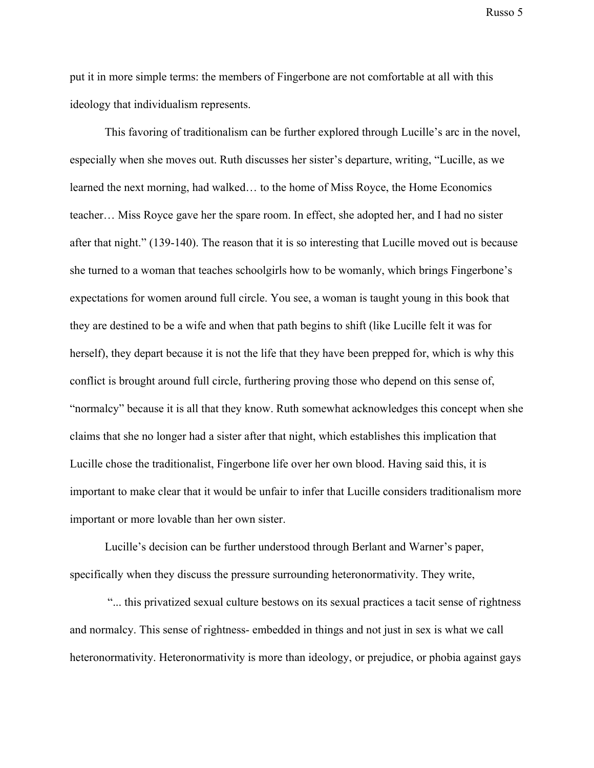put it in more simple terms: the members of Fingerbone are not comfortable at all with this ideology that individualism represents.

This favoring of traditionalism can be further explored through Lucille's arc in the novel, especially when she moves out. Ruth discusses her sister's departure, writing, "Lucille, as we learned the next morning, had walked… to the home of Miss Royce, the Home Economics teacher… Miss Royce gave her the spare room. In effect, she adopted her, and I had no sister after that night." (139-140). The reason that it is so interesting that Lucille moved out is because she turned to a woman that teaches schoolgirls how to be womanly, which brings Fingerbone's expectations for women around full circle. You see, a woman is taught young in this book that they are destined to be a wife and when that path begins to shift (like Lucille felt it was for herself), they depart because it is not the life that they have been prepped for, which is why this conflict is brought around full circle, furthering proving those who depend on this sense of, "normalcy" because it is all that they know. Ruth somewhat acknowledges this concept when she claims that she no longer had a sister after that night, which establishes this implication that Lucille chose the traditionalist, Fingerbone life over her own blood. Having said this, it is important to make clear that it would be unfair to infer that Lucille considers traditionalism more important or more lovable than her own sister.

Lucille's decision can be further understood through Berlant and Warner's paper, specifically when they discuss the pressure surrounding heteronormativity. They write,

"... this privatized sexual culture bestows on its sexual practices a tacit sense of rightness and normalcy. This sense of rightness- embedded in things and not just in sex is what we call heteronormativity. Heteronormativity is more than ideology, or prejudice, or phobia against gays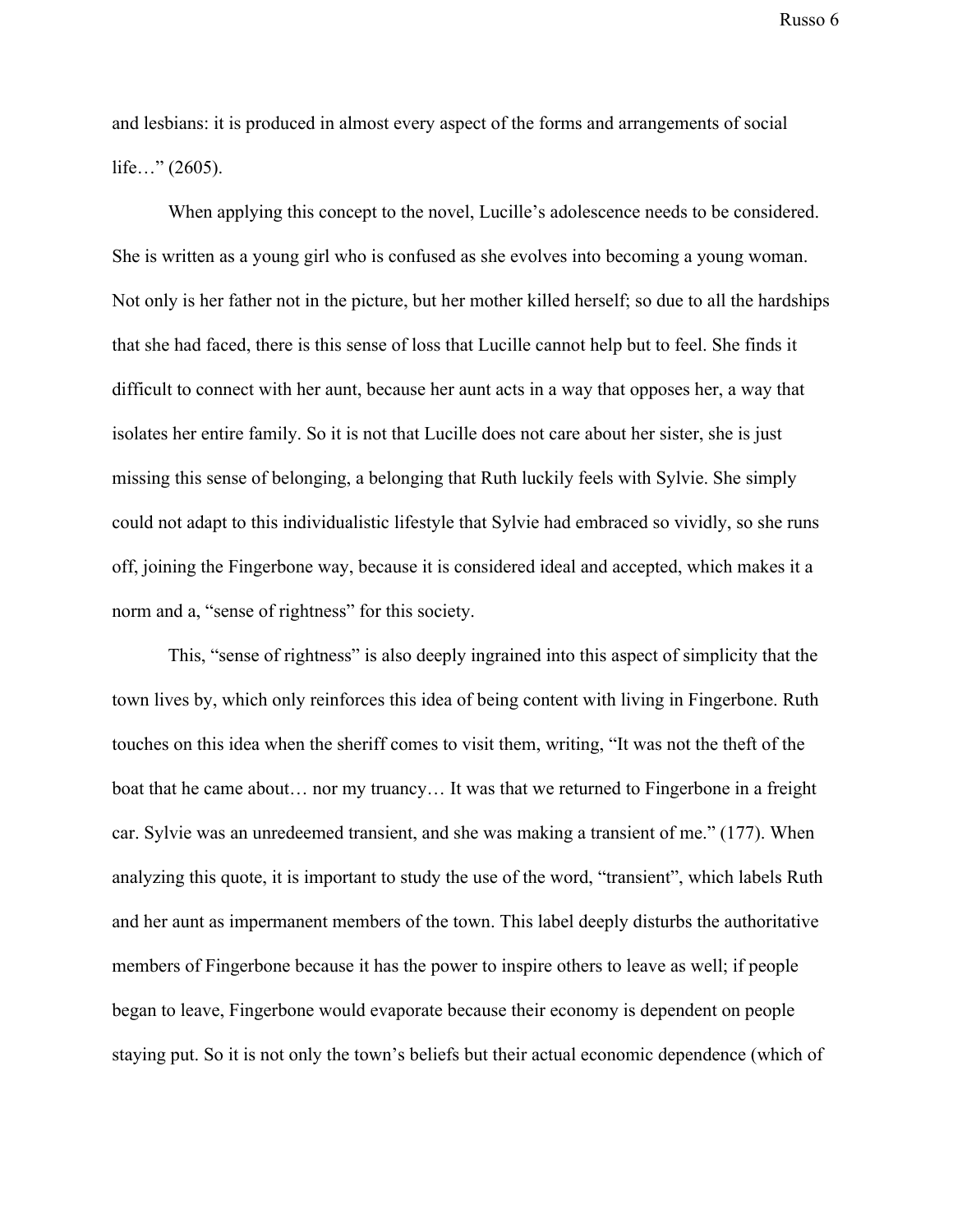and lesbians: it is produced in almost every aspect of the forms and arrangements of social life…" (2605).

When applying this concept to the novel, Lucille's adolescence needs to be considered. She is written as a young girl who is confused as she evolves into becoming a young woman. Not only is her father not in the picture, but her mother killed herself; so due to all the hardships that she had faced, there is this sense of loss that Lucille cannot help but to feel. She finds it difficult to connect with her aunt, because her aunt acts in a way that opposes her, a way that isolates her entire family. So it is not that Lucille does not care about her sister, she is just missing this sense of belonging, a belonging that Ruth luckily feels with Sylvie. She simply could not adapt to this individualistic lifestyle that Sylvie had embraced so vividly, so she runs off, joining the Fingerbone way, because it is considered ideal and accepted, which makes it a norm and a, "sense of rightness" for this society.

This, "sense of rightness" is also deeply ingrained into this aspect of simplicity that the town lives by, which only reinforces this idea of being content with living in Fingerbone. Ruth touches on this idea when the sheriff comes to visit them, writing, "It was not the theft of the boat that he came about… nor my truancy… It was that we returned to Fingerbone in a freight car. Sylvie was an unredeemed transient, and she was making a transient of me." (177). When analyzing this quote, it is important to study the use of the word, "transient", which labels Ruth and her aunt as impermanent members of the town. This label deeply disturbs the authoritative members of Fingerbone because it has the power to inspire others to leave as well; if people began to leave, Fingerbone would evaporate because their economy is dependent on people staying put. So it is not only the town's beliefs but their actual economic dependence (which of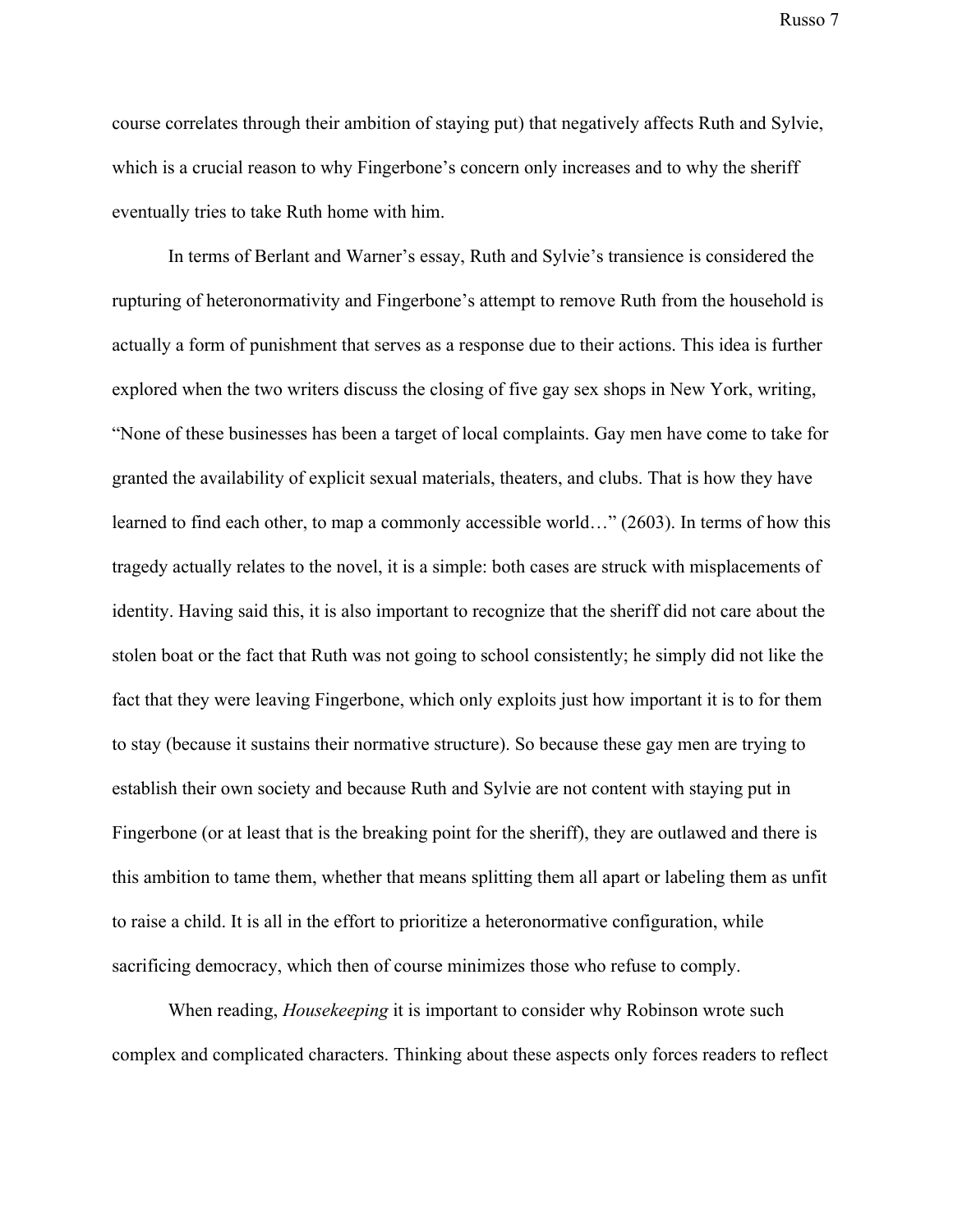course correlates through their ambition of staying put) that negatively affects Ruth and Sylvie, which is a crucial reason to why Fingerbone's concern only increases and to why the sheriff eventually tries to take Ruth home with him.

In terms of Berlant and Warner's essay, Ruth and Sylvie's transience is considered the rupturing of heteronormativity and Fingerbone's attempt to remove Ruth from the household is actually a form of punishment that serves as a response due to their actions. This idea is further explored when the two writers discuss the closing of five gay sex shops in New York, writing, "None of these businesses has been a target of local complaints. Gay men have come to take for granted the availability of explicit sexual materials, theaters, and clubs. That is how they have learned to find each other, to map a commonly accessible world…" (2603). In terms of how this tragedy actually relates to the novel, it is a simple: both cases are struck with misplacements of identity. Having said this, it is also important to recognize that the sheriff did not care about the stolen boat or the fact that Ruth was not going to school consistently; he simply did not like the fact that they were leaving Fingerbone, which only exploits just how important it is to for them to stay (because it sustains their normative structure). So because these gay men are trying to establish their own society and because Ruth and Sylvie are not content with staying put in Fingerbone (or at least that is the breaking point for the sheriff), they are outlawed and there is this ambition to tame them, whether that means splitting them all apart or labeling them as unfit to raise a child. It is all in the effort to prioritize a heteronormative configuration, while sacrificing democracy, which then of course minimizes those who refuse to comply.

When reading, *Housekeeping* it is important to consider why Robinson wrote such complex and complicated characters. Thinking about these aspects only forces readers to reflect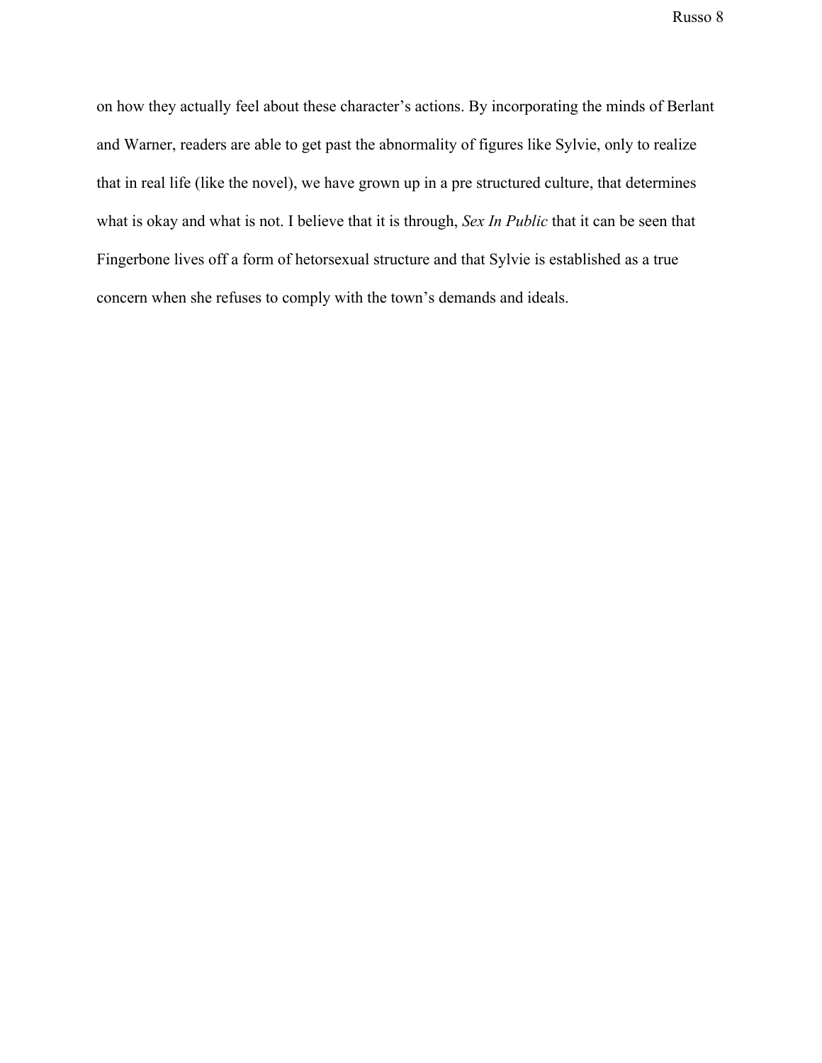on how they actually feel about these character's actions. By incorporating the minds of Berlant and Warner, readers are able to get past the abnormality of figures like Sylvie, only to realize that in real life (like the novel), we have grown up in a pre structured culture, that determines what is okay and what is not. I believe that it is through, *Sex In Public* that it can be seen that Fingerbone lives off a form of hetorsexual structure and that Sylvie is established as a true concern when she refuses to comply with the town's demands and ideals.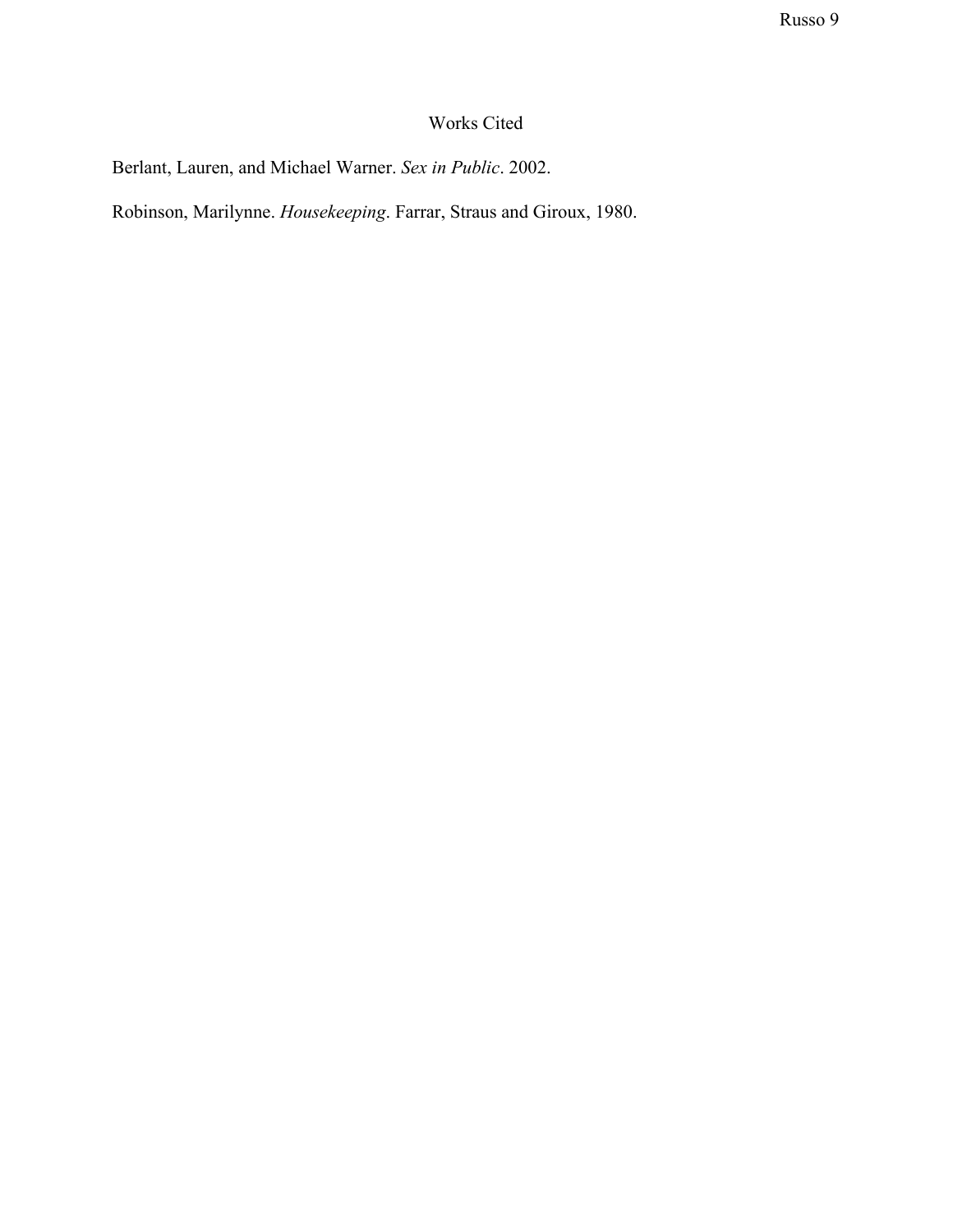# Works Cited

Berlant, Lauren, and Michael Warner. *Sex in Public*. 2002.

Robinson, Marilynne. *Housekeeping*. Farrar, Straus and Giroux, 1980.